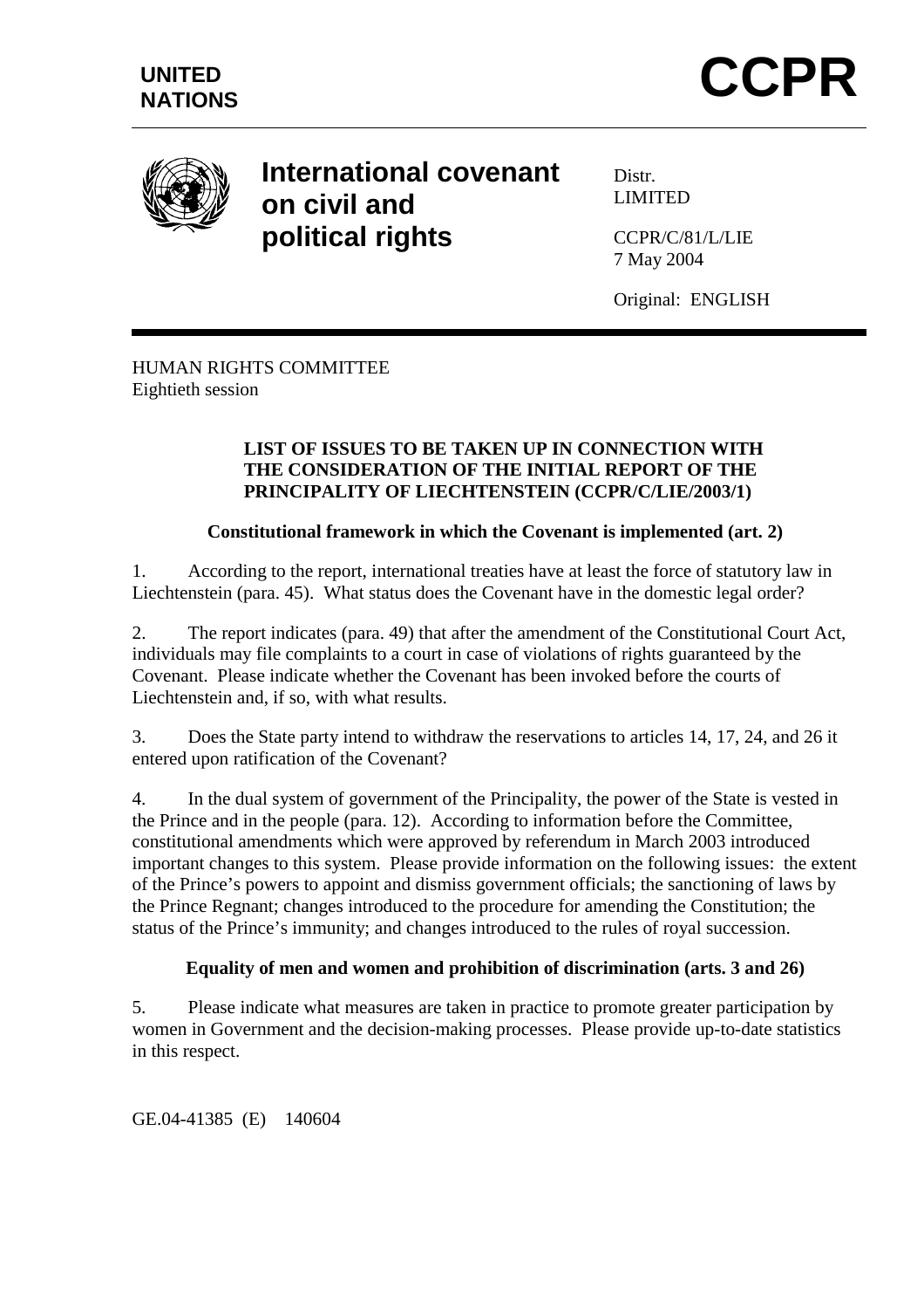UNITED NATIONS

# CCPR

**International covenant on civil and political rights**

Distr.
LIMITED

CCPR/C/81/L/LIE
7 May 2004

Original: ENGLISH

HUMAN RIGHTS COMMITTEE
Eightieth session

### LIST OF ISSUES TO BE TAKEN UP IN CONNECTION WITH THE CONSIDERATION OF THE INITIAL REPORT OF THE PRINCIPALITY OF LIECHTENSTEIN (CCPR/C/LIE/2003/1)

### Constitutional framework in which the Covenant is implemented (art. 2)

1. According to the report, international treaties have at least the force of statutory law in Liechtenstein (para. 45). What status does the Covenant have in the domestic legal order?

2. The report indicates (para. 49) that after the amendment of the Constitutional Court Act, individuals may file complaints to a court in case of violations of rights guaranteed by the Covenant. Please indicate whether the Covenant has been invoked before the courts of Liechtenstein and, if so, with what results.

3. Does the State party intend to withdraw the reservations to articles 14, 17, 24, and 26 it entered upon ratification of the Covenant?

4. In the dual system of government of the Principality, the power of the State is vested in the Prince and in the people (para. 12). According to information before the Committee, constitutional amendments which were approved by referendum in March 2003 introduced important changes to this system. Please provide information on the following issues: the extent of the Prince's powers to appoint and dismiss government officials; the sanctioning of laws by the Prince Regnant; changes introduced to the procedure for amending the Constitution; the status of the Prince's immunity; and changes introduced to the rules of royal succession.

### Equality of men and women and prohibition of discrimination (arts. 3 and 26)

5. Please indicate what measures are taken in practice to promote greater participation by women in Government and the decision-making processes. Please provide up-to-date statistics in this respect.

GE.04-41385 (E) 140604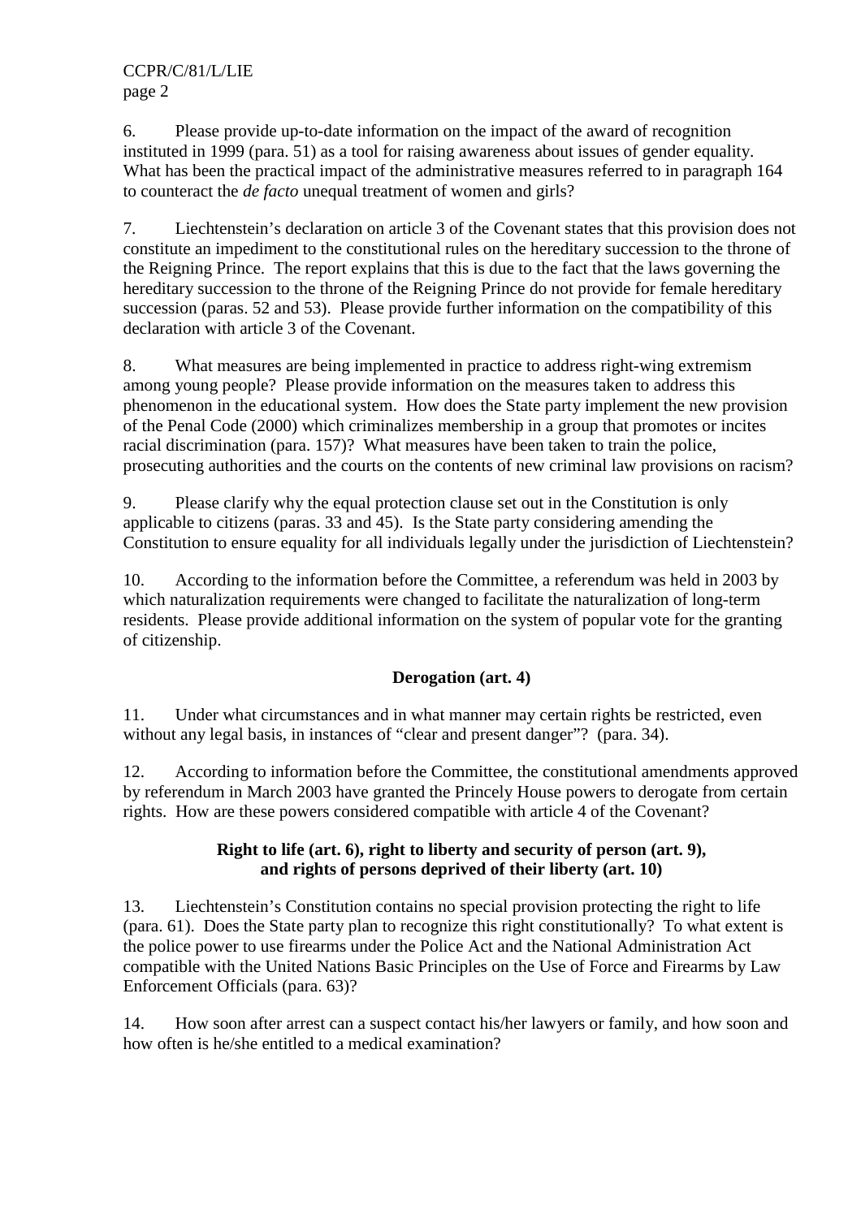6. Please provide up-to-date information on the impact of the award of recognition instituted in 1999 (para. 51) as a tool for raising awareness about issues of gender equality. What has been the practical impact of the administrative measures referred to in paragraph 164 to counteract the *de facto* unequal treatment of women and girls?

7. Liechtenstein's declaration on article 3 of the Covenant states that this provision does not constitute an impediment to the constitutional rules on the hereditary succession to the throne of the Reigning Prince. The report explains that this is due to the fact that the laws governing the hereditary succession to the throne of the Reigning Prince do not provide for female hereditary succession (paras. 52 and 53). Please provide further information on the compatibility of this declaration with article 3 of the Covenant.

8. What measures are being implemented in practice to address right-wing extremism among young people? Please provide information on the measures taken to address this phenomenon in the educational system. How does the State party implement the new provision of the Penal Code (2000) which criminalizes membership in a group that promotes or incites racial discrimination (para. 157)? What measures have been taken to train the police, prosecuting authorities and the courts on the contents of new criminal law provisions on racism?

9. Please clarify why the equal protection clause set out in the Constitution is only applicable to citizens (paras. 33 and 45). Is the State party considering amending the Constitution to ensure equality for all individuals legally under the jurisdiction of Liechtenstein?

10. According to the information before the Committee, a referendum was held in 2003 by which naturalization requirements were changed to facilitate the naturalization of long-term residents. Please provide additional information on the system of popular vote for the granting of citizenship.

### Derogation (art. 4)

11. Under what circumstances and in what manner may certain rights be restricted, even without any legal basis, in instances of "clear and present danger"? (para. 34).

12. According to information before the Committee, the constitutional amendments approved by referendum in March 2003 have granted the Princely House powers to derogate from certain rights. How are these powers considered compatible with article 4 of the Covenant?

### Right to life (art. 6), right to liberty and security of person (art. 9), and rights of persons deprived of their liberty (art. 10)

13. Liechtenstein's Constitution contains no special provision protecting the right to life (para. 61). Does the State party plan to recognize this right constitutionally? To what extent is the police power to use firearms under the Police Act and the National Administration Act compatible with the United Nations Basic Principles on the Use of Force and Firearms by Law Enforcement Officials (para. 63)?

14. How soon after arrest can a suspect contact his/her lawyers or family, and how soon and how often is he/she entitled to a medical examination?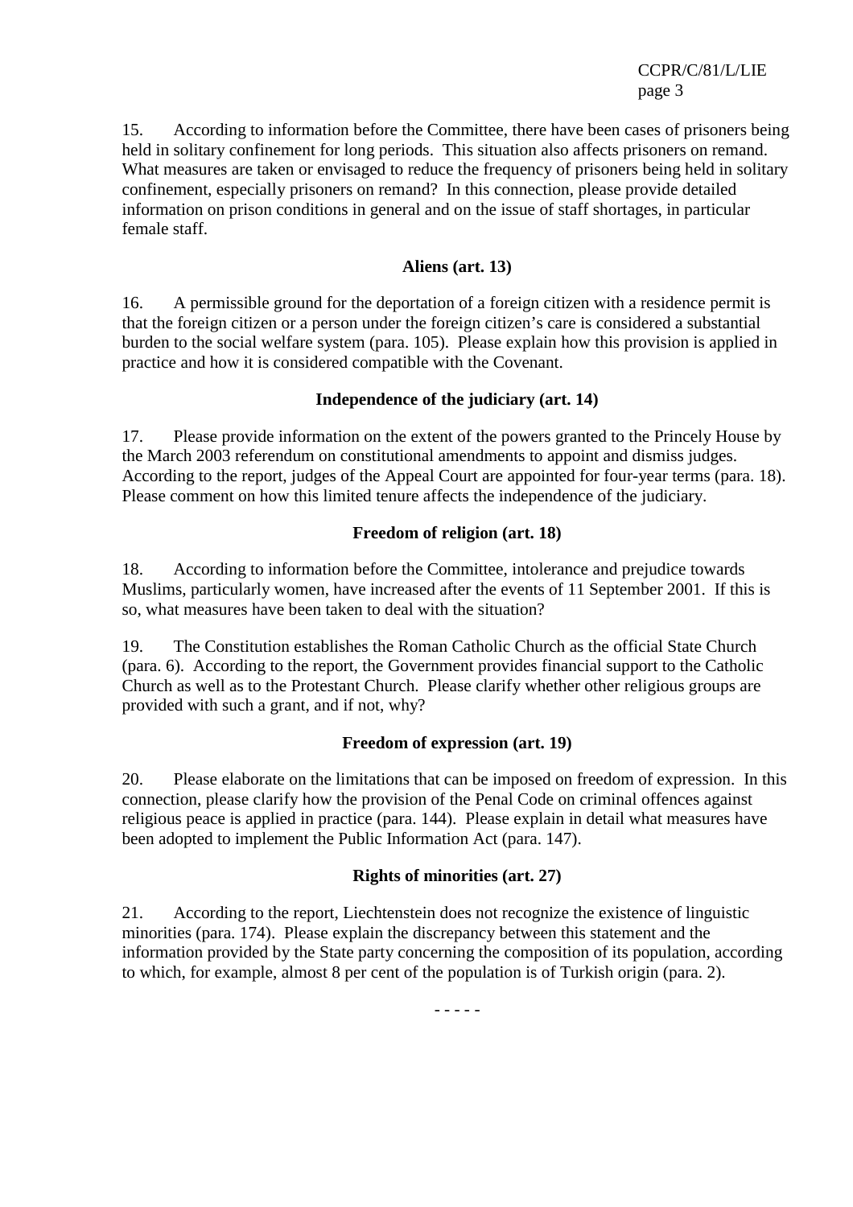15. According to information before the Committee, there have been cases of prisoners being held in solitary confinement for long periods. This situation also affects prisoners on remand. What measures are taken or envisaged to reduce the frequency of prisoners being held in solitary confinement, especially prisoners on remand? In this connection, please provide detailed information on prison conditions in general and on the issue of staff shortages, in particular female staff.

### Aliens (art. 13)

16. A permissible ground for the deportation of a foreign citizen with a residence permit is that the foreign citizen or a person under the foreign citizen's care is considered a substantial burden to the social welfare system (para. 105). Please explain how this provision is applied in practice and how it is considered compatible with the Covenant.

### Independence of the judiciary (art. 14)

17. Please provide information on the extent of the powers granted to the Princely House by the March 2003 referendum on constitutional amendments to appoint and dismiss judges. According to the report, judges of the Appeal Court are appointed for four-year terms (para. 18). Please comment on how this limited tenure affects the independence of the judiciary.

### Freedom of religion (art. 18)

18. According to information before the Committee, intolerance and prejudice towards Muslims, particularly women, have increased after the events of 11 September 2001. If this is so, what measures have been taken to deal with the situation?

19. The Constitution establishes the Roman Catholic Church as the official State Church (para. 6). According to the report, the Government provides financial support to the Catholic Church as well as to the Protestant Church. Please clarify whether other religious groups are provided with such a grant, and if not, why?

### Freedom of expression (art. 19)

20. Please elaborate on the limitations that can be imposed on freedom of expression. In this connection, please clarify how the provision of the Penal Code on criminal offences against religious peace is applied in practice (para. 144). Please explain in detail what measures have been adopted to implement the Public Information Act (para. 147).

### Rights of minorities (art. 27)

21. According to the report, Liechtenstein does not recognize the existence of linguistic minorities (para. 174). Please explain the discrepancy between this statement and the information provided by the State party concerning the composition of its population, according to which, for example, almost 8 per cent of the population is of Turkish origin (para. 2).

- - - - -